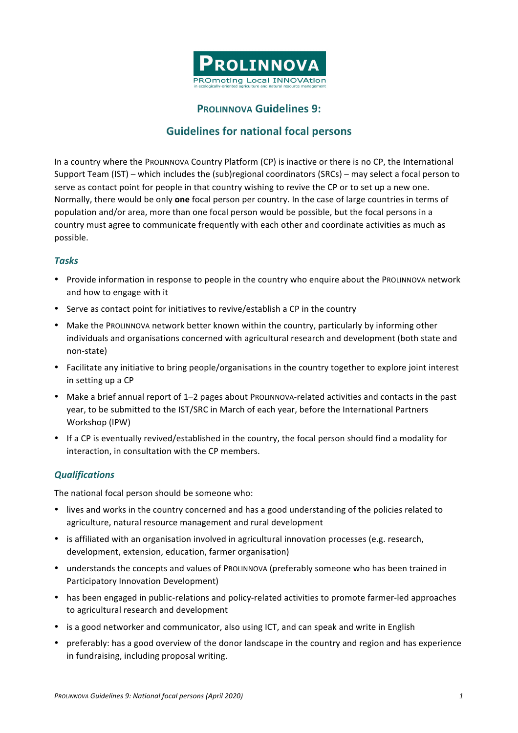**PROLINNOVA**

PROmoting Local INNOVAtion

in ecologically-oriented agriculture and natural resource management

# PROLINNOVA Guidelines 9:

# Guidelines for national focal persons

In a country where the PROLINNOVA Country Platform (CP) is inactive or there is no CP, the International Support Team (IST) – which includes the (sub)regional coordinators (SRCs) – may select a focal person to serve as contact point for people in that country wishing to revive the CP or to set up a new one. Normally, there would be only **one** focal person per country. In the case of large countries in terms of population and/or area, more than one focal person would be possible, but the focal persons in a country must agree to communicate frequently with each other and coordinate activities as much as possible.

### *Tasks*

- Provide information in response to people in the country who enquire about the PROLINNOVA network and how to engage with it
- Serve as contact point for initiatives to revive/establish a CP in the country
- Make the PROLINNOVA network better known within the country, particularly by informing other individuals and organisations concerned with agricultural research and development (both state and non-state)
- Facilitate any initiative to bring people/organisations in the country together to explore joint interest in setting up a CP
- Make a brief annual report of 1–2 pages about PROLINNOVA-related activities and contacts in the past year, to be submitted to the IST/SRC in March of each year, before the International Partners Workshop (IPW)
- If a CP is eventually revived/established in the country, the focal person should find a modality for interaction, in consultation with the CP members.

### *Qualifications*

The national focal person should be someone who:

- lives and works in the country concerned and has a good understanding of the policies related to agriculture, natural resource management and rural development
- is affiliated with an organisation involved in agricultural innovation processes (e.g. research, development, extension, education, farmer organisation)
- understands the concepts and values of PROLINNOVA (preferably someone who has been trained in Participatory Innovation Development)
- has been engaged in public-relations and policy-related activities to promote farmer-led approaches to agricultural research and development
- is a good networker and communicator, also using ICT, and can speak and write in English
- preferably: has a good overview of the donor landscape in the country and region and has experience in fundraising, including proposal writing.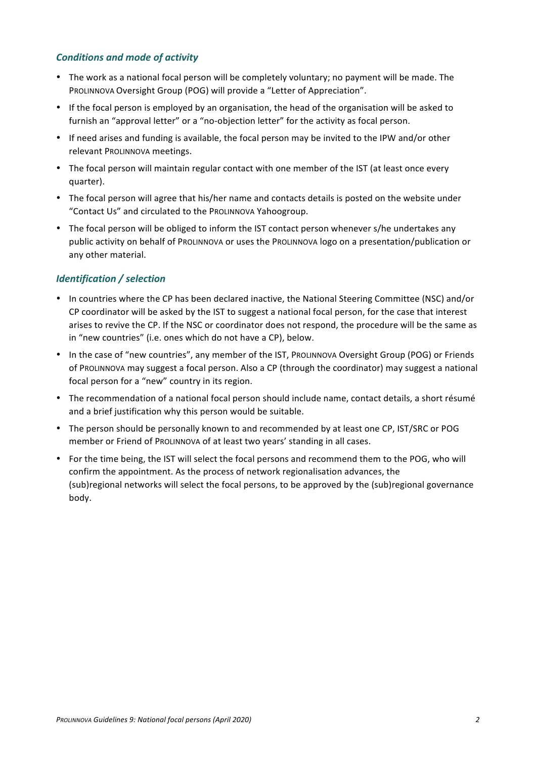### *Conditions and mode of activity*

- The work as a national focal person will be completely voluntary; no payment will be made. The PROLINNOVA Oversight Group (POG) will provide a "Letter of Appreciation".
- If the focal person is employed by an organisation, the head of the organisation will be asked to furnish an "approval letter" or a "no-objection letter" for the activity as focal person.
- If need arises and funding is available, the focal person may be invited to the IPW and/or other relevant PROLINNOVA meetings.
- The focal person will maintain regular contact with one member of the IST (at least once every quarter).
- The focal person will agree that his/her name and contacts details is posted on the website under "Contact Us" and circulated to the PROLINNOVA Yahoogroup.
- The focal person will be obliged to inform the IST contact person whenever s/he undertakes any public activity on behalf of PROLINNOVA or uses the PROLINNOVA logo on a presentation/publication or any other material.

### *Identification / selection*

- In countries where the CP has been declared inactive, the National Steering Committee (NSC) and/or CP coordinator will be asked by the IST to suggest a national focal person, for the case that interest arises to revive the CP. If the NSC or coordinator does not respond, the procedure will be the same as in "new countries" (i.e. ones which do not have a CP), below.
- In the case of "new countries", any member of the IST, PROLINNOVA Oversight Group (POG) or Friends of PROLINNOVA may suggest a focal person. Also a CP (through the coordinator) may suggest a national focal person for a "new" country in its region.
- The recommendation of a national focal person should include name, contact details, a short résumé and a brief justification why this person would be suitable.
- The person should be personally known to and recommended by at least one CP, IST/SRC or POG member or Friend of PROLINNOVA of at least two years' standing in all cases.
- For the time being, the IST will select the focal persons and recommend them to the POG, who will confirm the appointment. As the process of network regionalisation advances, the (sub)regional networks will select the focal persons, to be approved by the (sub)regional governance body.